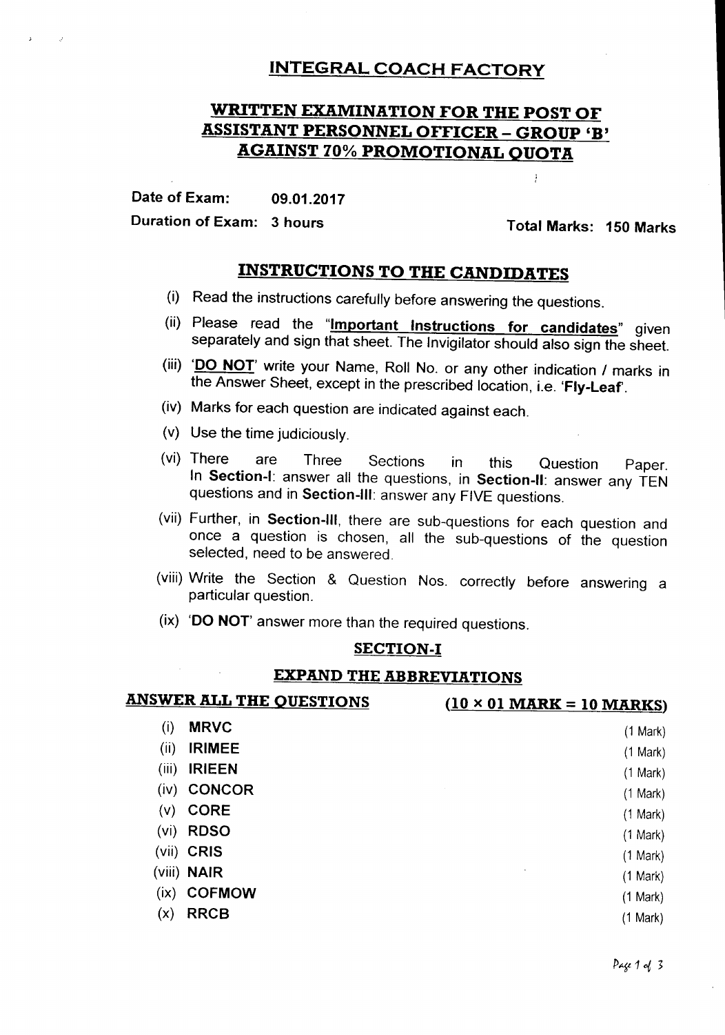# INTEGRAL COACH FACTORY

## WRITTEN EXAMINATION FOR THE POST OF ASSISTANT PERSONNEL OFFICER – GROUP 'B' AGAINST 70% PROMOTIONAL QUOTA

**Date of Exam:** 09.01.2017

**Duration of Exam:** 3 hours **Total Marks:** 150 Marks

## INSTRUCTIONS TO THE CANDIDATES

(i) Read the instructions carefully before answering the questions.

(ii) Please read the "**Important Instructions for candidates**" given separately and sign that sheet. The Invigilator should also sign the sheet.

(iii) '**DO NOT**' write your Name, Roll No. or any other indication / marks in the Answer Sheet, except in the prescribed location, i.e. '**Fly-Leaf**'.

(iv) Marks for each question are indicated against each.

(v) Use the time judiciously.

(vi) There are Three Sections in this Question Paper. In **Section-I**: answer all the questions, in **Section-II**: answer any TEN questions and in **Section-III**: answer any FIVE questions.

(vii) Further, in **Section-III**, there are sub-questions for each question and once a question is chosen, all the sub-questions of the question selected, need to be answered.

(viii) Write the Section & Question Nos. correctly before answering a particular question.

(ix) '**DO NOT**' answer more than the required questions.

## SECTION-I

### EXPAND THE ABBREVIATIONS

**ANSWER ALL THE QUESTIONS** **(10 × 01 MARK = 10 MARKS)**

(i) **MRVC** (1 Mark)

(ii) **IRIMEE** (1 Mark)

(iii) **IRIEEN** (1 Mark)

(iv) **CONCOR** (1 Mark)

(v) **CORE** (1 Mark)

(vi) **RDSO** (1 Mark)

(vii) **CRIS** (1 Mark)

(viii) **NAIR** (1 Mark)

(ix) **COFMOW** (1 Mark)

(x) **RRCB** (1 Mark)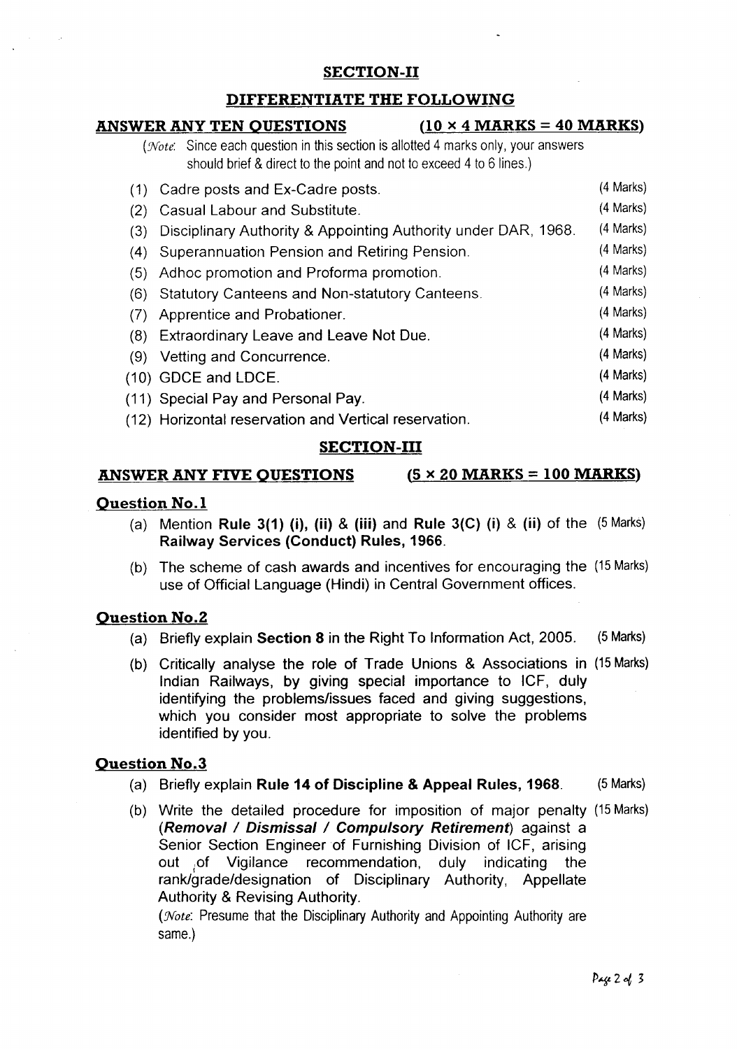## SECTION-II

## DIFFERENTIATE THE FOLLOWING

**ANSWER ANY TEN QUESTIONS (10 × 4 MARKS = 40 MARKS)**

(*Note*: Since each question in this section is allotted 4 marks only, your answers should brief & direct to the point and not to exceed 4 to 6 lines.)

(1) Cadre posts and Ex-Cadre posts. (4 Marks)

(2) Casual Labour and Substitute. (4 Marks)

(3) Disciplinary Authority & Appointing Authority under DAR, 1968. (4 Marks)

(4) Superannuation Pension and Retiring Pension. (4 Marks)

(5) Adhoc promotion and Proforma promotion. (4 Marks)

(6) Statutory Canteens and Non-statutory Canteens. (4 Marks)

(7) Apprentice and Probationer. (4 Marks)

(8) Extraordinary Leave and Leave Not Due. (4 Marks)

(9) Vetting and Concurrence. (4 Marks)

(10) GDCE and LDCE. (4 Marks)

(11) Special Pay and Personal Pay. (4 Marks)

(12) Horizontal reservation and Vertical reservation. (4 Marks)

## SECTION-III

**ANSWER ANY FIVE QUESTIONS (5 × 20 MARKS = 100 MARKS)**

### Question No.1

(a) Mention **Rule 3(1) (i), (ii)** & **(iii)** and **Rule 3(C) (i)** & **(ii)** of the **Railway Services (Conduct) Rules, 1966**. (5 Marks)

(b) The scheme of cash awards and incentives for encouraging the use of Official Language (Hindi) in Central Government offices. (15 Marks)

### Question No.2

(a) Briefly explain **Section 8** in the Right To Information Act, 2005. (5 Marks)

(b) Critically analyse the role of Trade Unions & Associations in Indian Railways, by giving special importance to ICF, duly identifying the problems/issues faced and giving suggestions, which you consider most appropriate to solve the problems identified by you. (15 Marks)

### Question No.3

(a) Briefly explain **Rule 14 of Discipline & Appeal Rules, 1968**. (5 Marks)

(b) Write the detailed procedure for imposition of major penalty (***Removal / Dismissal / Compulsory Retirement***) against a Senior Section Engineer of Furnishing Division of ICF, arising out of Vigilance recommendation, duly indicating the rank/grade/designation of Disciplinary Authority, Appellate Authority & Revising Authority. (15 Marks)

(*Note*: Presume that the Disciplinary Authority and Appointing Authority are same.)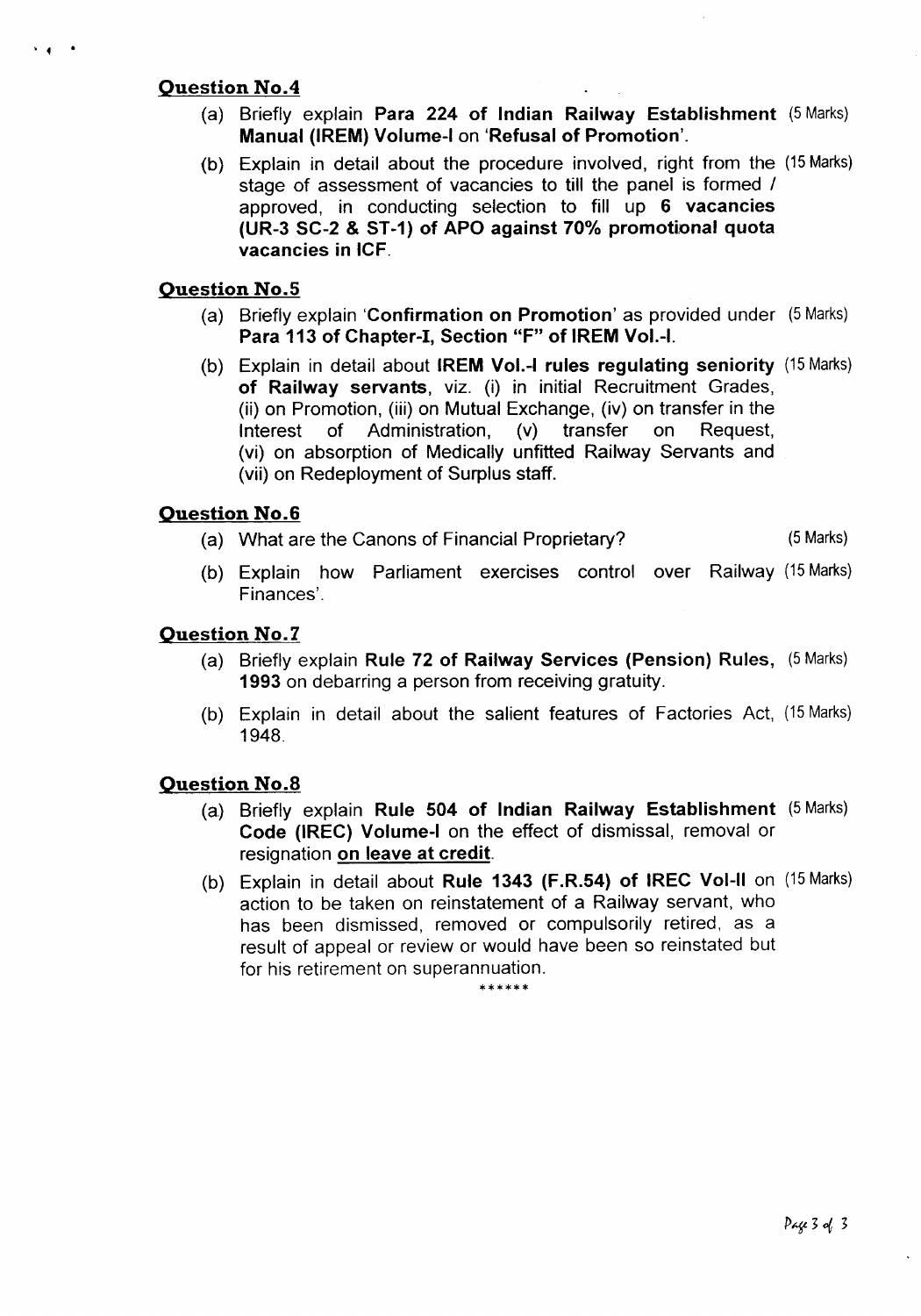## Question No.4

(a) Briefly explain **Para 224 of Indian Railway Establishment Manual (IREM) Volume-I** on '**Refusal of Promotion**'. (5 Marks)

(b) Explain in detail about the procedure involved, right from the stage of assessment of vacancies to till the panel is formed / approved, in conducting selection to fill up **6 vacancies (UR-3 SC-2 & ST-1) of APO against 70% promotional quota vacancies in ICF**. (15 Marks)

## Question No.5

(a) Briefly explain '**Confirmation on Promotion**' as provided under **Para 113 of Chapter-I, Section "F" of IREM Vol.-I.** (5 Marks)

(b) Explain in detail about **IREM Vol.-I rules regulating seniority of Railway servants**, viz. (i) in initial Recruitment Grades, (ii) on Promotion, (iii) on Mutual Exchange, (iv) on transfer in the Interest of Administration, (v) transfer on Request, (vi) on absorption of Medically unfitted Railway Servants and (vii) on Redeployment of Surplus staff. (15 Marks)

## Question No.6

(a) What are the Canons of Financial Proprietary? (5 Marks)

(b) Explain how Parliament exercises control over Railway Finances'. (15 Marks)

## Question No.7

(a) Briefly explain **Rule 72 of Railway Services (Pension) Rules, 1993** on debarring a person from receiving gratuity. (5 Marks)

(b) Explain in detail about the salient features of Factories Act, 1948. (15 Marks)

## Question No.8

(a) Briefly explain **Rule 504 of Indian Railway Establishment Code (IREC) Volume-I** on the effect of dismissal, removal or resignation **on leave at credit**. (5 Marks)

(b) Explain in detail about **Rule 1343 (F.R.54) of IREC Vol-II** on action to be taken on reinstatement of a Railway servant, who has been dismissed, removed or compulsorily retired, as a result of appeal or review or would have been so reinstated but for his retirement on superannuation. (15 Marks)

******